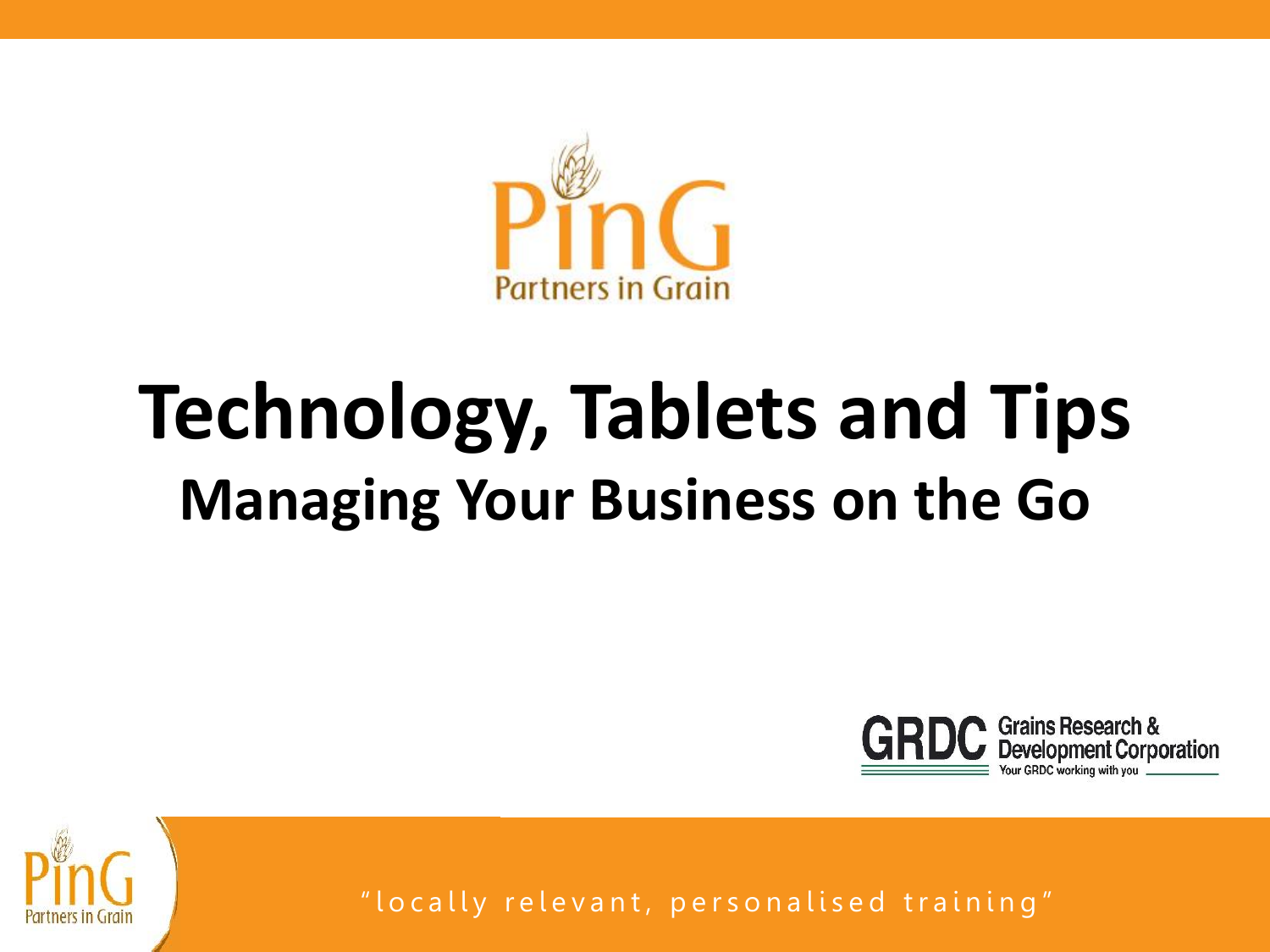PinG

Partners in Grain

# Technology, Tablets and Tips

## Managing Your Business on the Go

GRDC Grains Research & Development Corporation

Your GRDC working with you

"locally relevant, personalised training"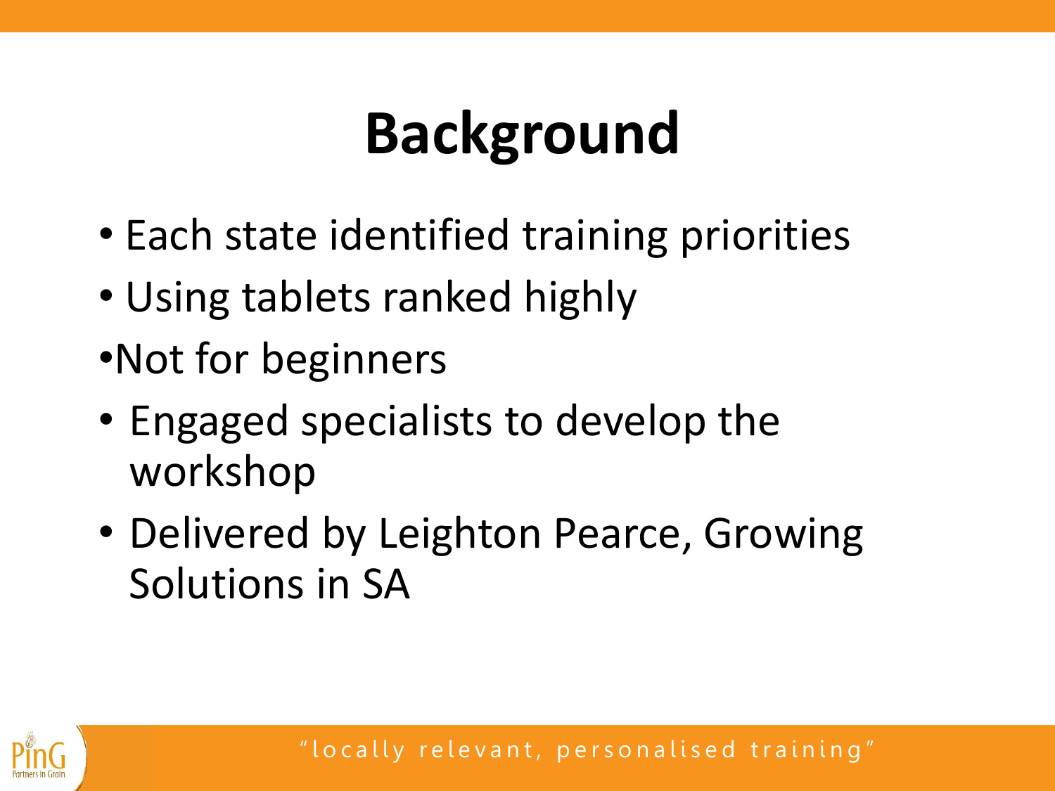# Background

- Each state identified training priorities
- Using tablets ranked highly
- Not for beginners
- Engaged specialists to develop the workshop
- Delivered by Leighton Pearce, Growing Solutions in SA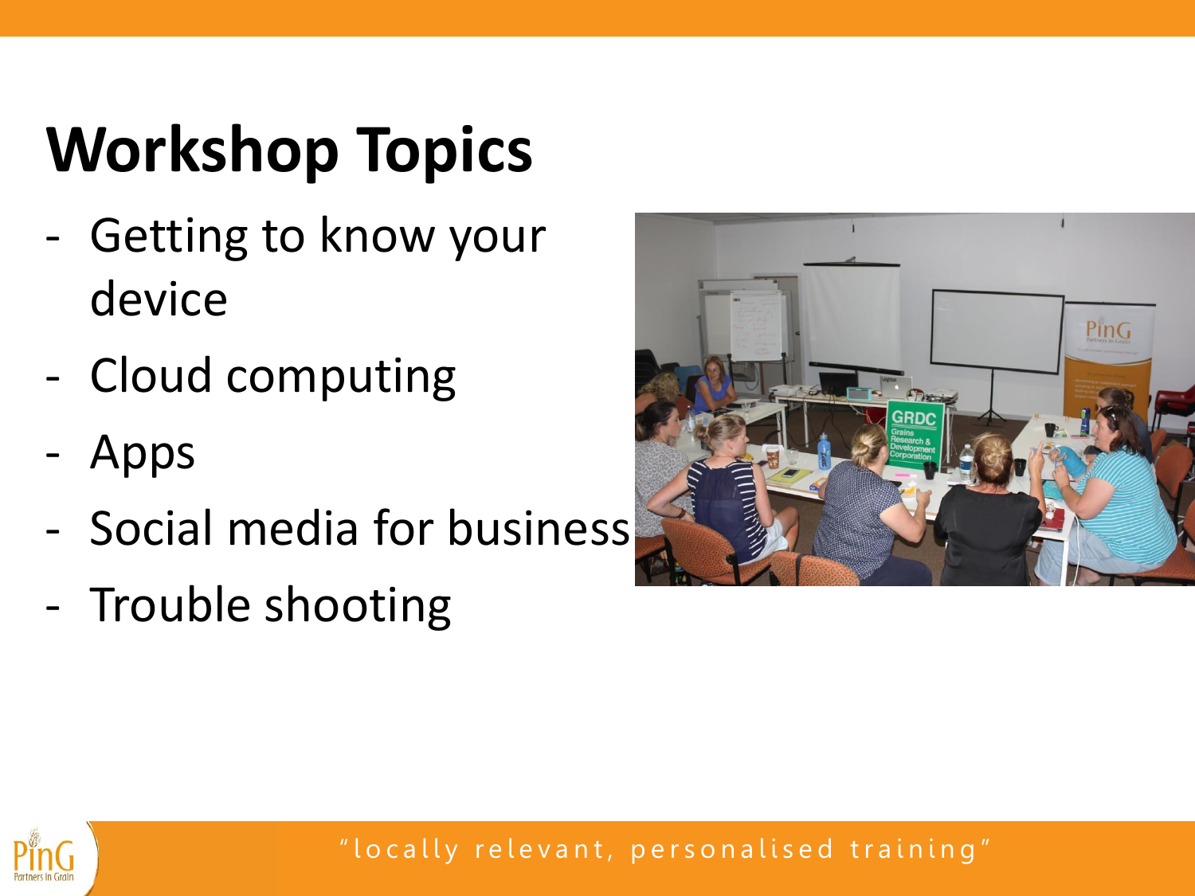# Workshop Topics

- Getting to know your device
- Cloud computing
- Apps
- Social media for business
- Trouble shooting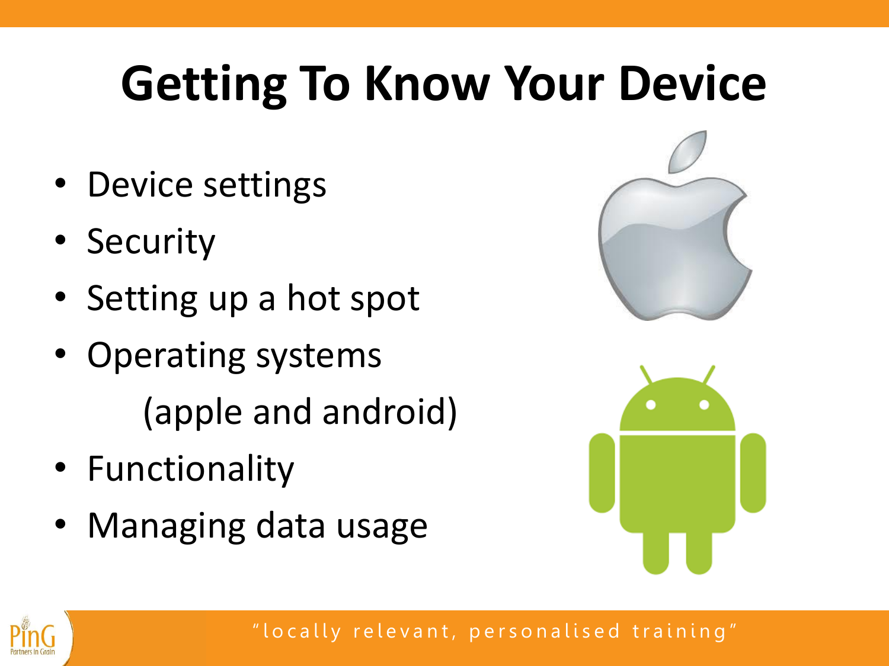# Getting To Know Your Device

- Device settings
- Security
- Setting up a hot spot
- Operating systems
  (apple and android)
- Functionality
- Managing data usage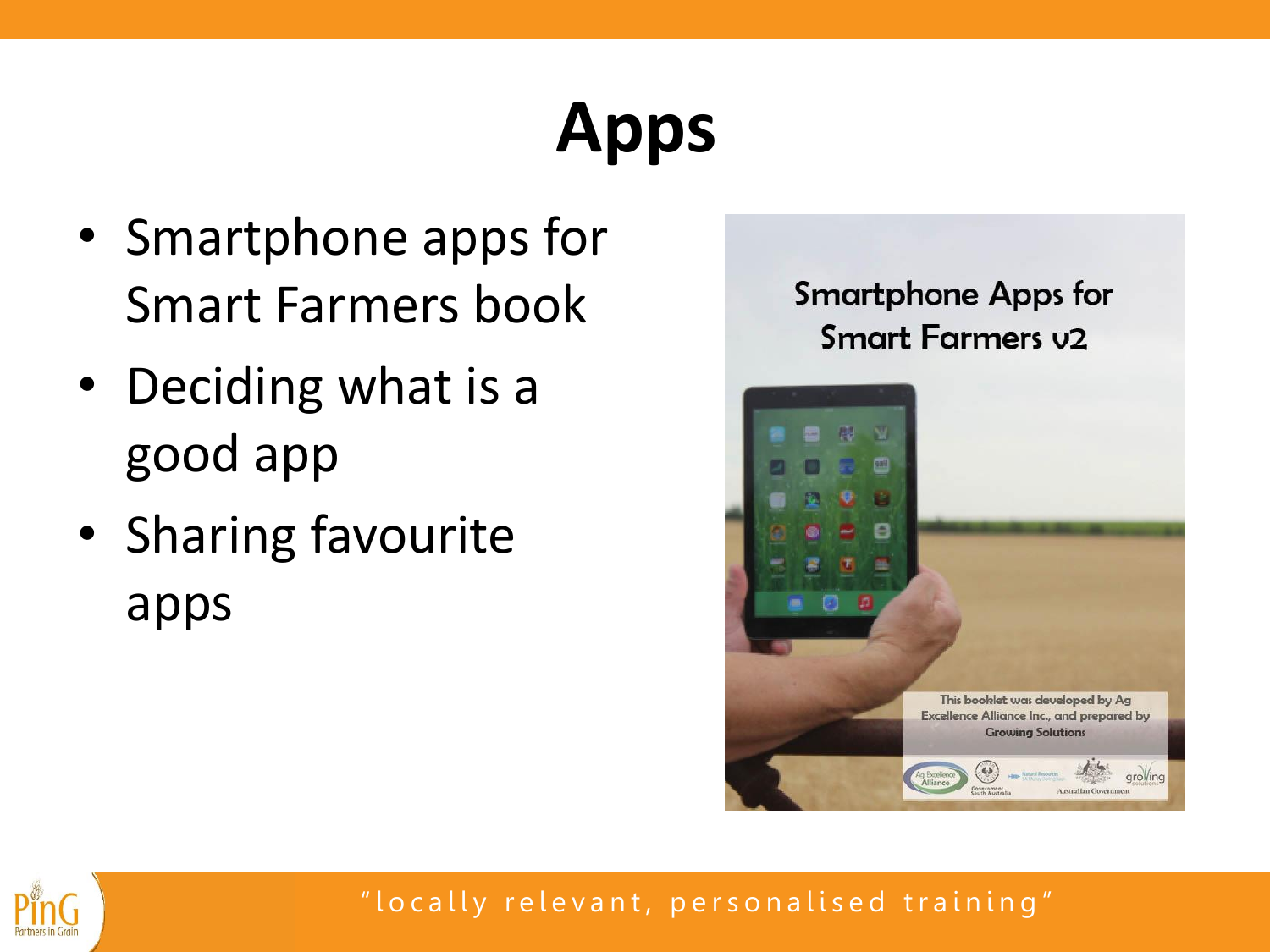# Apps

- Smartphone apps for Smart Farmers book
- Deciding what is a good app
- Sharing favourite apps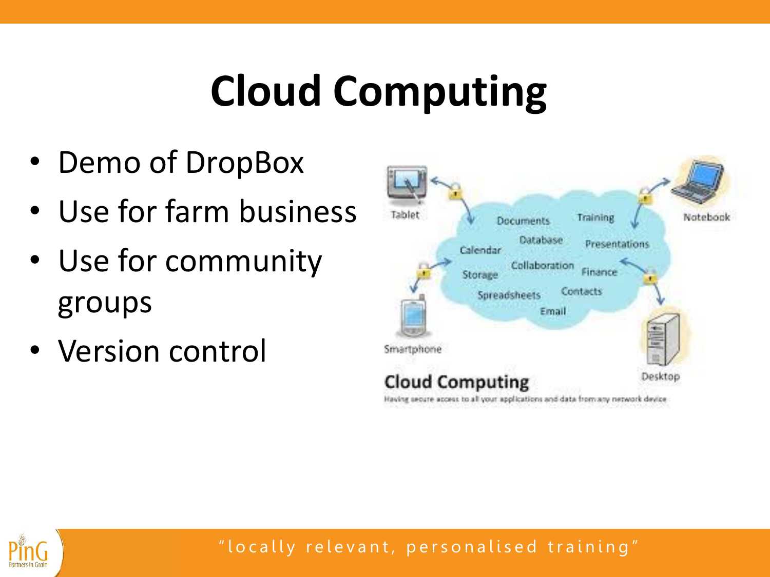# Cloud Computing

- Demo of DropBox
- Use for farm business
- Use for community groups
- Version control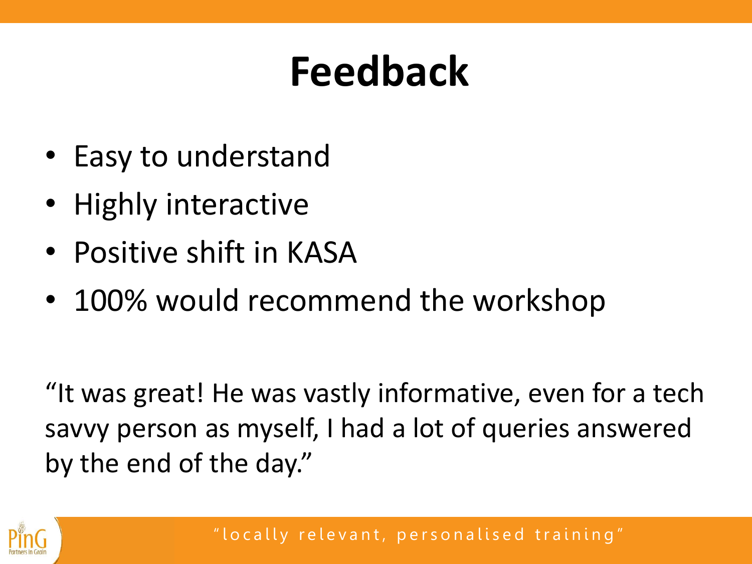# Feedback

- Easy to understand
- Highly interactive
- Positive shift in KASA
- 100% would recommend the workshop

"It was great! He was vastly informative, even for a tech savvy person as myself, I had a lot of queries answered by the end of the day."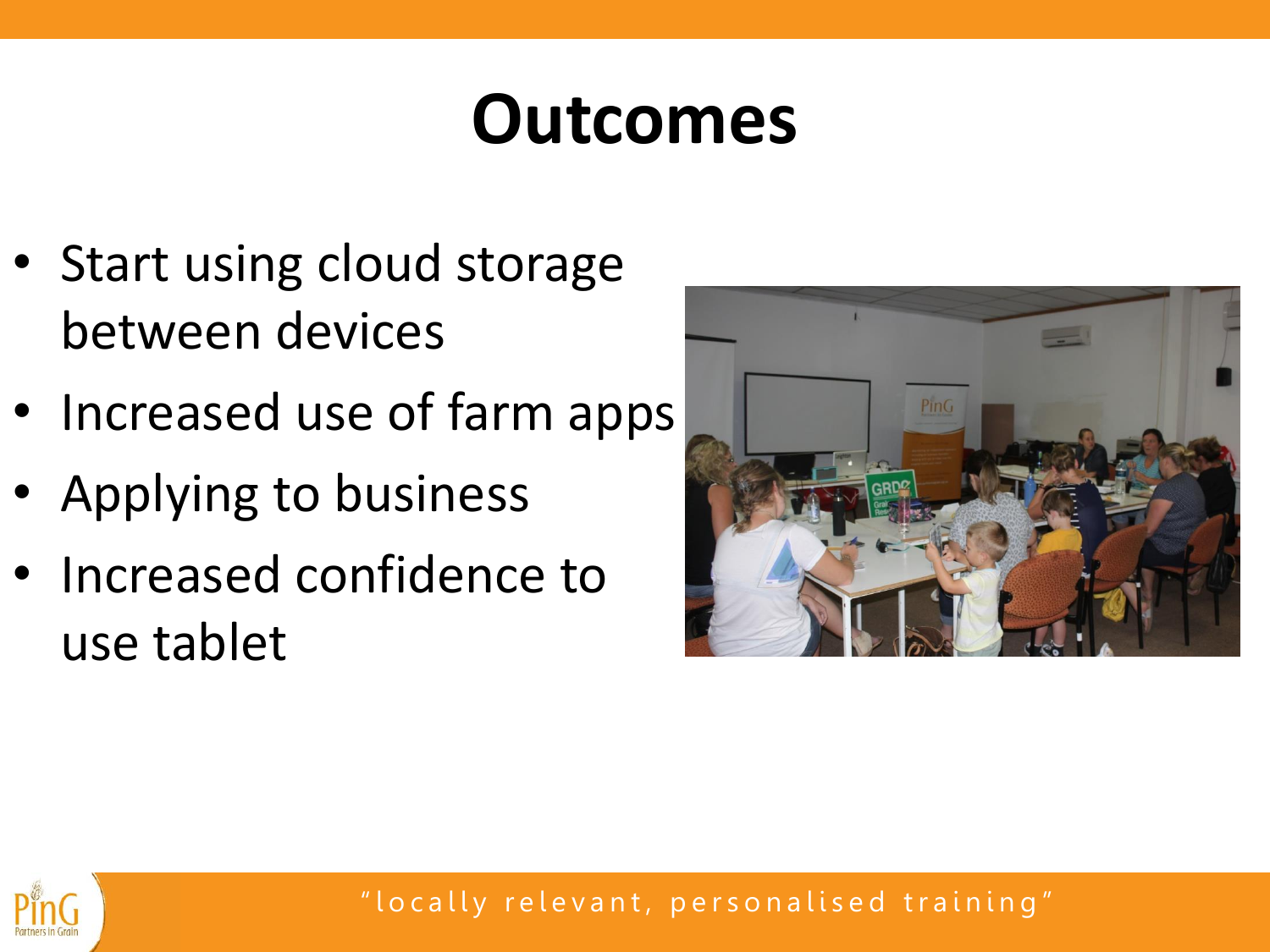# Outcomes

- Start using cloud storage between devices
- Increased use of farm apps
- Applying to business
- Increased confidence to use tablet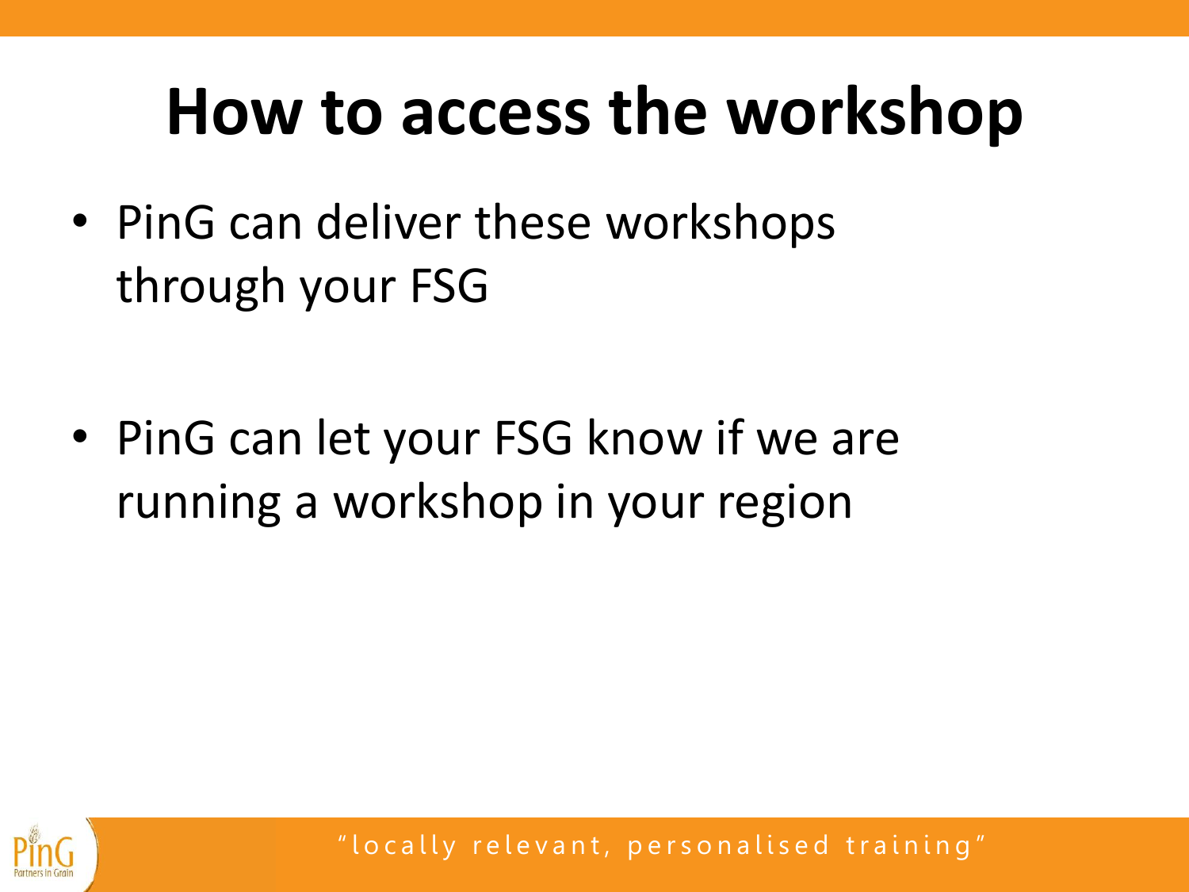# How to access the workshop

- PinG can deliver these workshops through your FSG
- PinG can let your FSG know if we are running a workshop in your region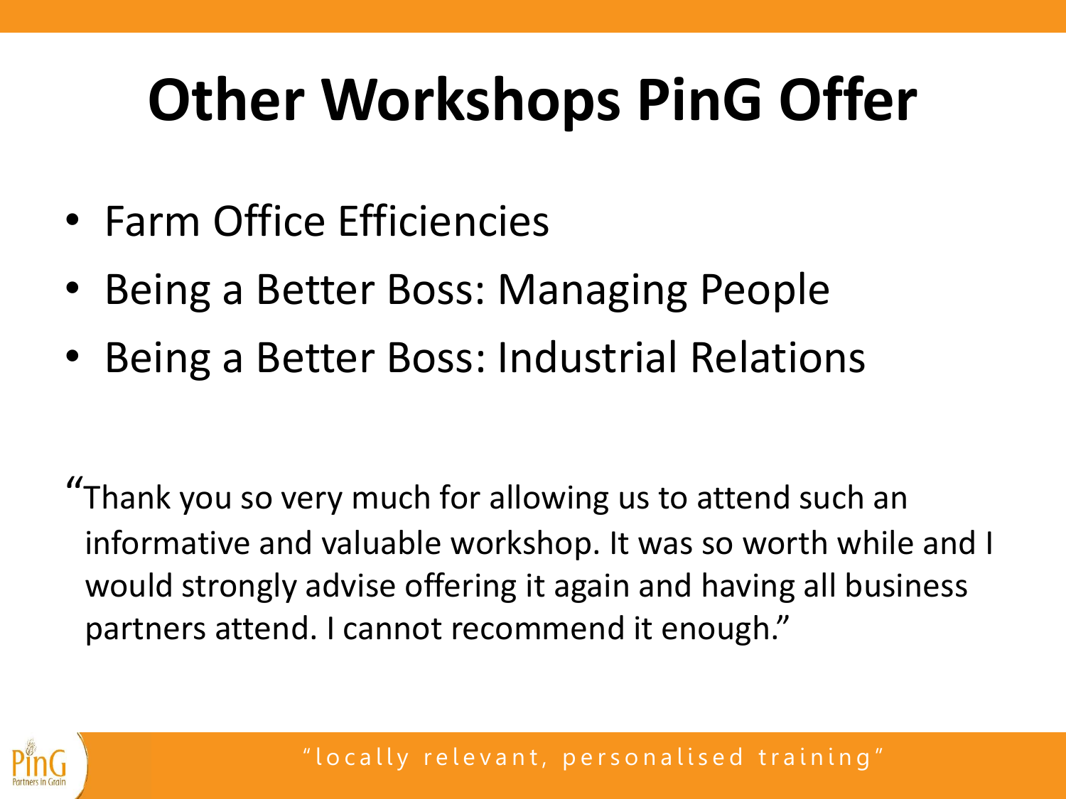# Other Workshops PinG Offer

- Farm Office Efficiencies
- Being a Better Boss: Managing People
- Being a Better Boss: Industrial Relations

"Thank you so very much for allowing us to attend such an informative and valuable workshop. It was so worth while and I would strongly advise offering it again and having all business partners attend. I cannot recommend it enough."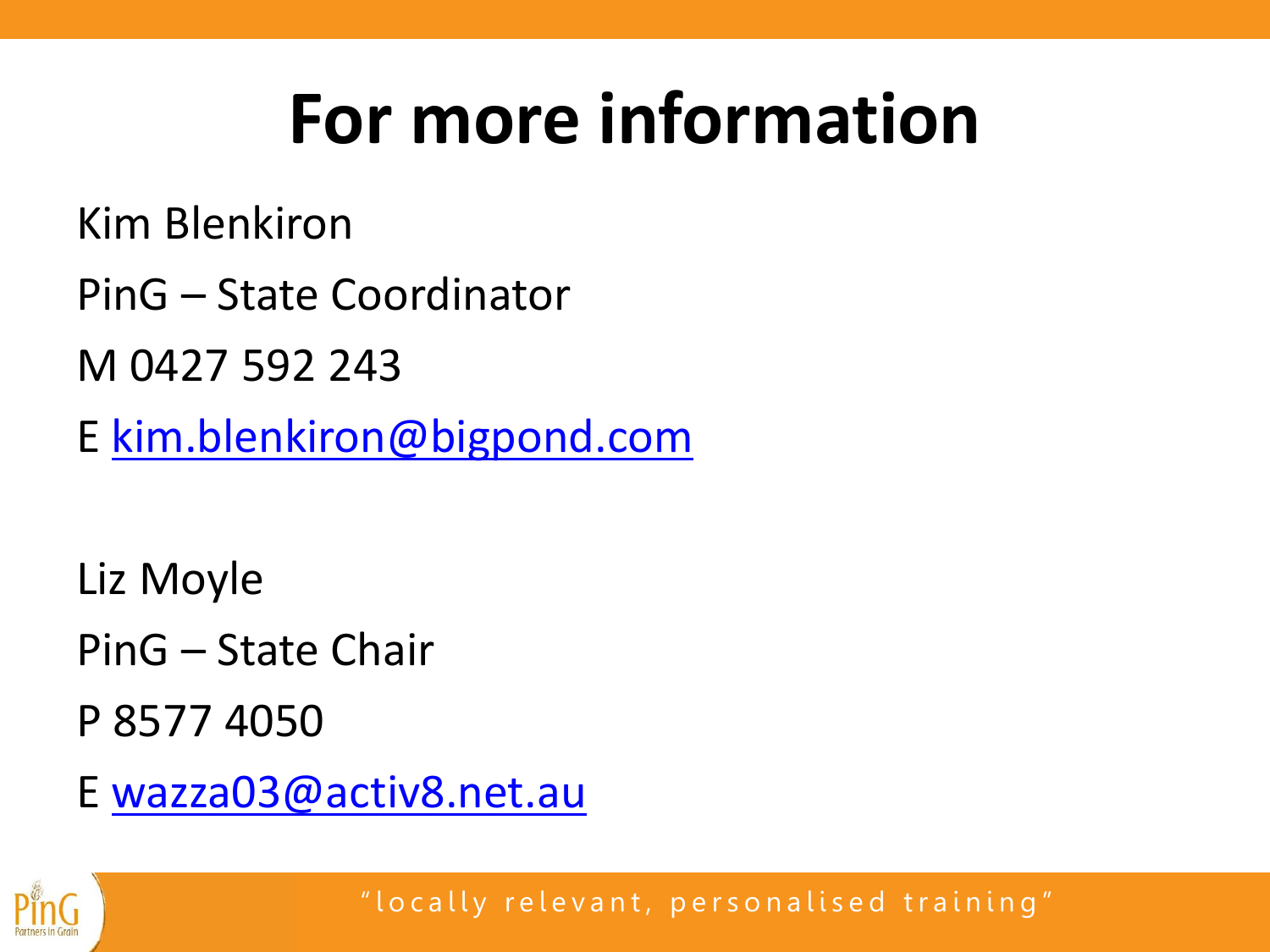# For more information

Kim Blenkiron

PinG – State Coordinator

M 0427 592 243

E kim.blenkiron@bigpond.com

Liz Moyle

PinG – State Chair

P 8577 4050

E wazza03@activ8.net.au

"locally relevant, personalised training"